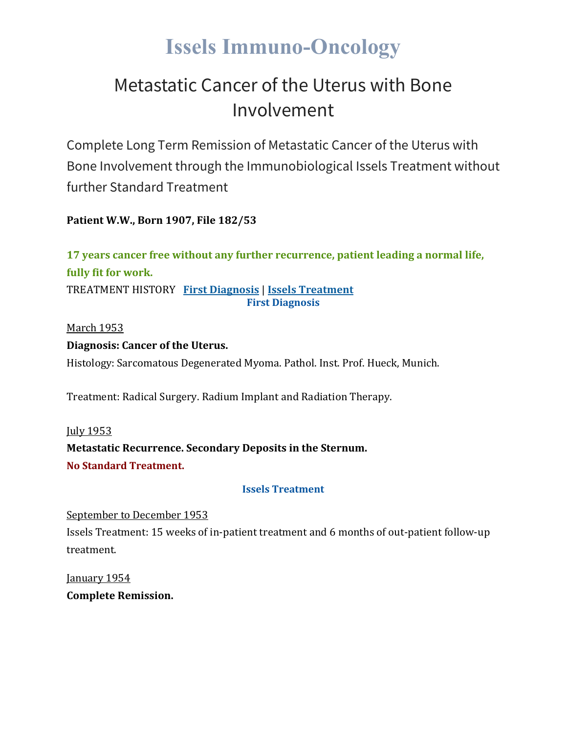# Issels Immuno-Oncology

## Metastatic Cancer of the Uterus with Bone Involvement

Complete Long Term Remission of Metastatic Cancer of the Uterus with Bone Involvement through the Immunobiological Issels Treatment without further Standard Treatment

**Patient W.W., Born 1907, File 182/53**

**17 years cancer free without any further recurrence, patient leading a normal life, fully fit for work.**

TREATMENT HISTORY **First Diagnosis** | **Issels Treatment**

### First Diagnosis

March 1953

**Diagnosis: Cancer of the Uterus.**

Histology: Sarcomatous Degenerated Myoma. Pathol. Inst. Prof. Hueck, Munich.

Treatment: Radical Surgery. Radium Implant and Radiation Therapy.

July 1953

**Metastatic Recurrence. Secondary Deposits in the Sternum.**

**No Standard Treatment.**

### Issels Treatment

September to December 1953

Issels Treatment: 15 weeks of in-patient treatment and 6 months of out-patient follow-up treatment.

January 1954

**Complete Remission.**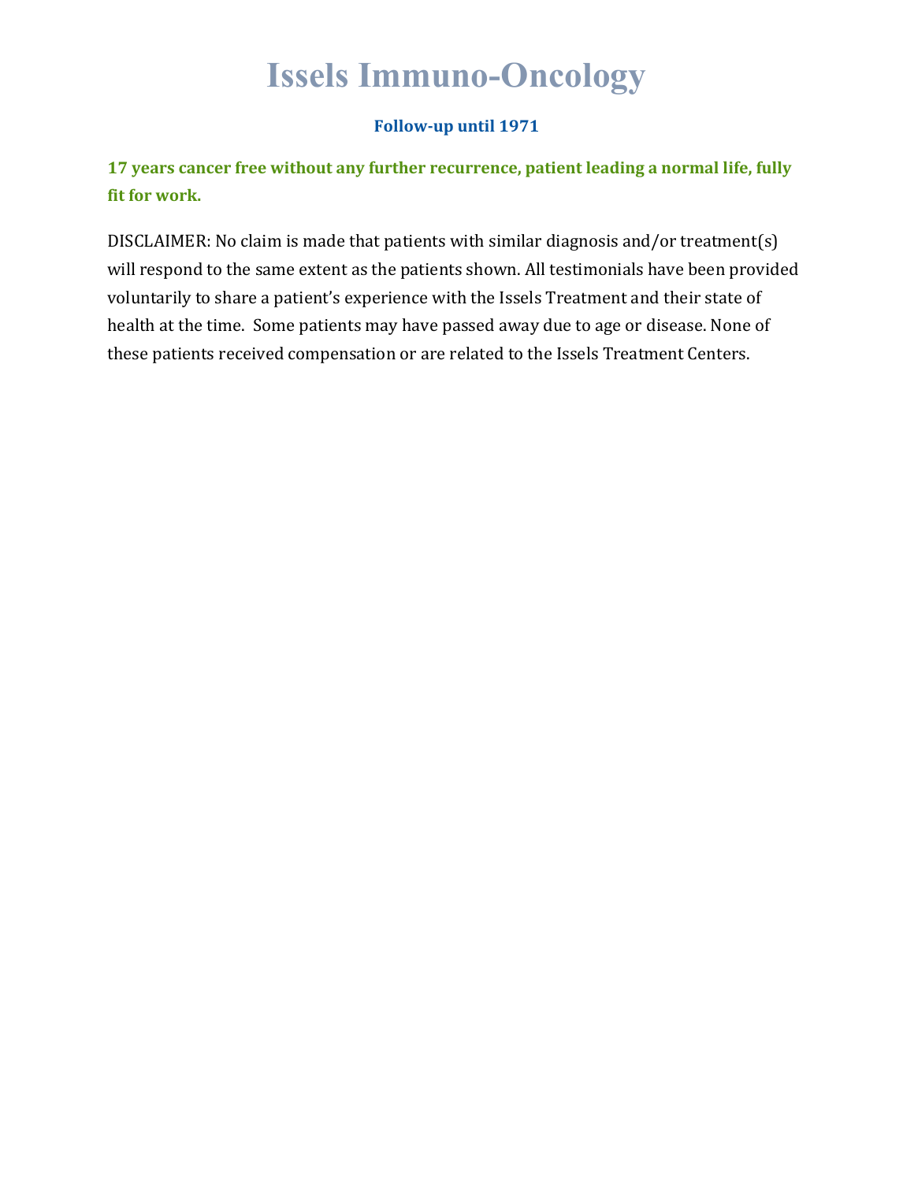# Issels Immuno-Oncology

**Follow-up until 1971**

**17 years cancer free without any further recurrence, patient leading a normal life, fully fit for work.**

DISCLAIMER: No claim is made that patients with similar diagnosis and/or treatment(s) will respond to the same extent as the patients shown. All testimonials have been provided voluntarily to share a patient's experience with the Issels Treatment and their state of health at the time. Some patients may have passed away due to age or disease. None of these patients received compensation or are related to the Issels Treatment Centers.